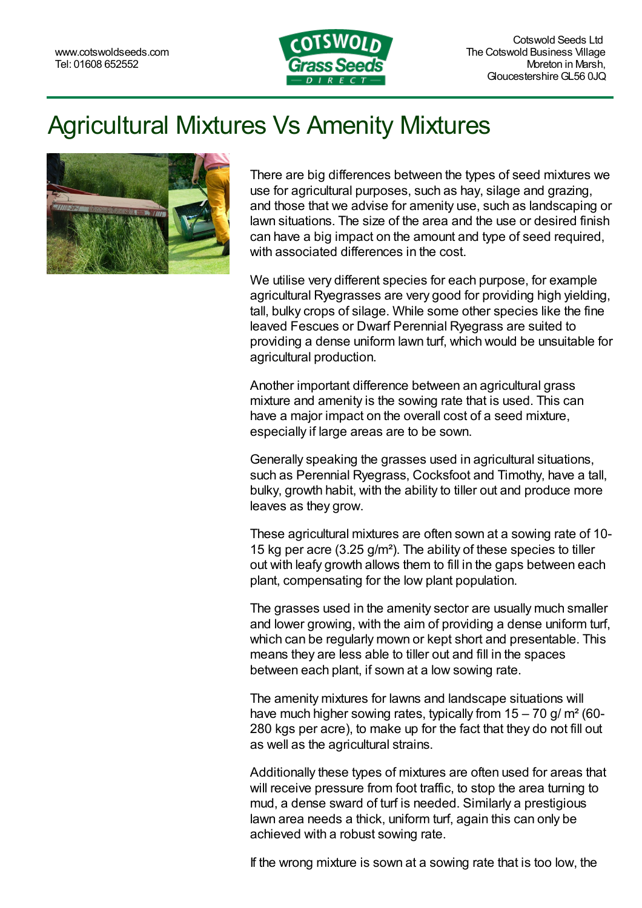www.cotswoldseeds.com
Tel: 01608 652552

Cotswold Seeds Ltd
The Cotswold Business Village
Moreton in Marsh,
Gloucestershire GL56 0JQ

# Agricultural Mixtures Vs Amenity Mixtures

There are big differences between the types of seed mixtures we use for agricultural purposes, such as hay, silage and grazing, and those that we advise for amenity use, such as landscaping or lawn situations. The size of the area and the use or desired finish can have a big impact on the amount and type of seed required, with associated differences in the cost.

We utilise very different species for each purpose, for example agricultural Ryegrasses are very good for providing high yielding, tall, bulky crops of silage. While some other species like the fine leaved Fescues or Dwarf Perennial Ryegrass are suited to providing a dense uniform lawn turf, which would be unsuitable for agricultural production.

Another important difference between an agricultural grass mixture and amenity is the sowing rate that is used. This can have a major impact on the overall cost of a seed mixture, especially if large areas are to be sown.

Generally speaking the grasses used in agricultural situations, such as Perennial Ryegrass, Cocksfoot and Timothy, have a tall, bulky, growth habit, with the ability to tiller out and produce more leaves as they grow.

These agricultural mixtures are often sown at a sowing rate of 10-15 kg per acre (3.25 g/m²). The ability of these species to tiller out with leafy growth allows them to fill in the gaps between each plant, compensating for the low plant population.

The grasses used in the amenity sector are usually much smaller and lower growing, with the aim of providing a dense uniform turf, which can be regularly mown or kept short and presentable. This means they are less able to tiller out and fill in the spaces between each plant, if sown at a low sowing rate.

The amenity mixtures for lawns and landscape situations will have much higher sowing rates, typically from 15 – 70 g/ m² (60-280 kgs per acre), to make up for the fact that they do not fill out as well as the agricultural strains.

Additionally these types of mixtures are often used for areas that will receive pressure from foot traffic, to stop the area turning to mud, a dense sward of turf is needed. Similarly a prestigious lawn area needs a thick, uniform turf, again this can only be achieved with a robust sowing rate.

If the wrong mixture is sown at a sowing rate that is too low, the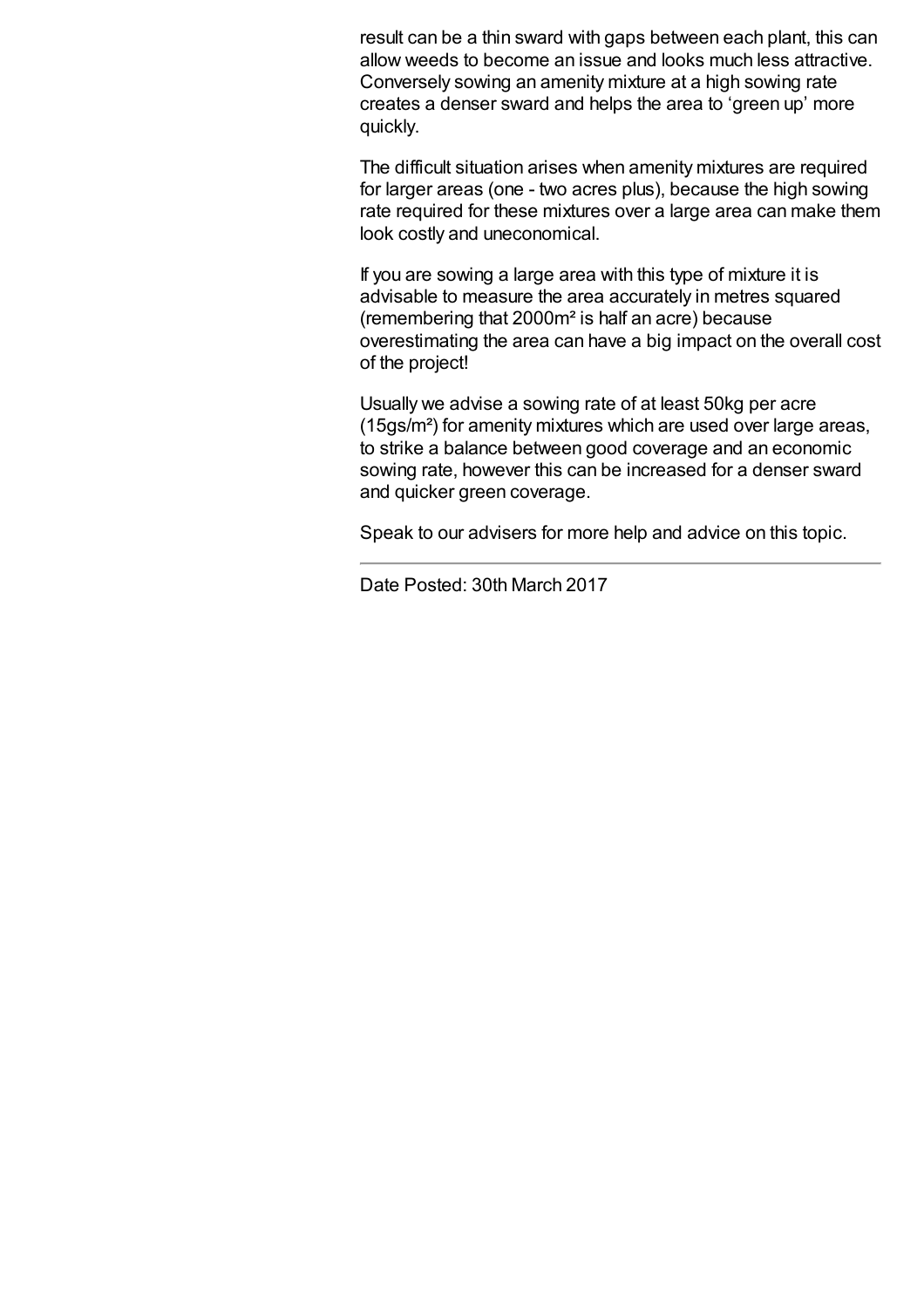result can be a thin sward with gaps between each plant, this can allow weeds to become an issue and looks much less attractive. Conversely sowing an amenity mixture at a high sowing rate creates a denser sward and helps the area to 'green up' more quickly.

The difficult situation arises when amenity mixtures are required for larger areas (one - two acres plus), because the high sowing rate required for these mixtures over a large area can make them look costly and uneconomical.

If you are sowing a large area with this type of mixture it is advisable to measure the area accurately in metres squared (remembering that 2000m² is half an acre) because overestimating the area can have a big impact on the overall cost of the project!

Usually we advise a sowing rate of at least 50kg per acre (15gs/m²) for amenity mixtures which are used over large areas, to strike a balance between good coverage and an economic sowing rate, however this can be increased for a denser sward and quicker green coverage.

Speak to our advisers for more help and advice on this topic.

---

Date Posted: 30th March 2017